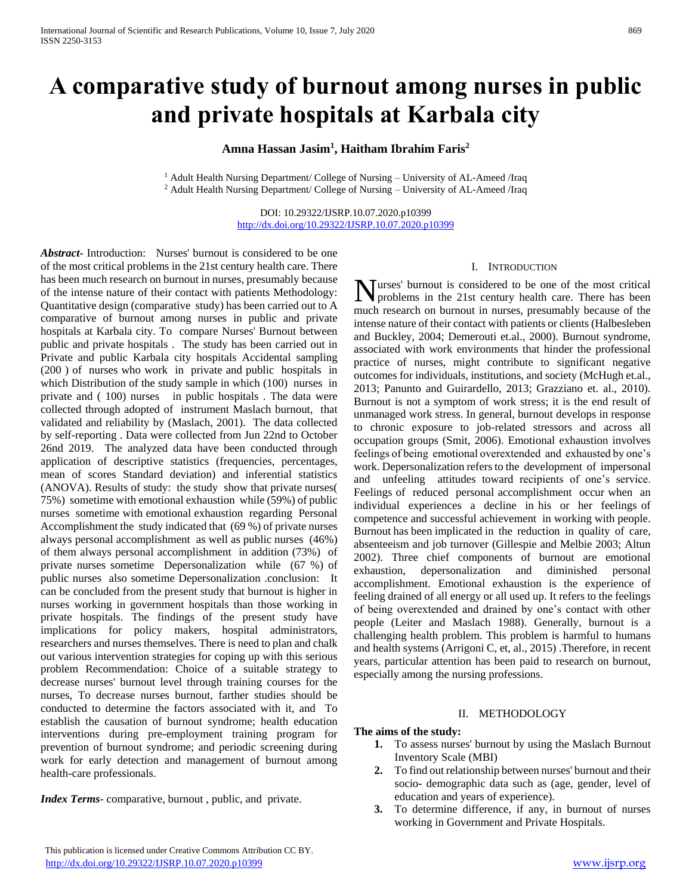# A comparative study of burnout among nurses in public and private hospitals at Karbala city

**Amna Hassan Jasim[1], Haitham Ibrahim Faris[2]**

[1] Adult Health Nursing Department/ College of Nursing – University of AL-Ameed /Iraq
[2] Adult Health Nursing Department/ College of Nursing – University of AL-Ameed /Iraq

DOI: 10.29322/IJSRP.10.07.2020.p10399
http://dx.doi.org/10.29322/IJSRP.10.07.2020.p10399

***Abstract***- Introduction: Nurses' burnout is considered to be one of the most critical problems in the 21st century health care. There has been much research on burnout in nurses, presumably because of the intense nature of their contact with patients Methodology: Quantitative design (comparative study) has been carried out to A comparative of burnout among nurses in public and private hospitals at Karbala city. To compare Nurses' Burnout between public and private hospitals . The study has been carried out in Private and public Karbala city hospitals Accidental sampling (200 ) of nurses who work in private and public hospitals in which Distribution of the study sample in which (100) nurses in private and ( 100) nurses in public hospitals . The data were collected through adopted of instrument Maslach burnout, that validated and reliability by (Maslach, 2001). The data collected by self-reporting . Data were collected from Jun 22nd to October 26nd 2019. The analyzed data have been conducted through application of descriptive statistics (frequencies, percentages, mean of scores Standard deviation) and inferential statistics (ANOVA). Results of study: the study show that private nurses( 75%) sometime with emotional exhaustion while (59%) of public nurses sometime with emotional exhaustion regarding Personal Accomplishment the study indicated that (69 %) of private nurses always personal accomplishment as well as public nurses (46%) of them always personal accomplishment in addition (73%) of private nurses sometime Depersonalization while (67 %) of public nurses also sometime Depersonalization .conclusion: It can be concluded from the present study that burnout is higher in nurses working in government hospitals than those working in private hospitals. The findings of the present study have implications for policy makers, hospital administrators, researchers and nurses themselves. There is need to plan and chalk out various intervention strategies for coping up with this serious problem Recommendation: Choice of a suitable strategy to decrease nurses' burnout level through training courses for the nurses, To decrease nurses burnout, farther studies should be conducted to determine the factors associated with it, and To establish the causation of burnout syndrome; health education interventions during pre-employment training program for prevention of burnout syndrome; and periodic screening during work for early detection and management of burnout among health-care professionals.

***Index Terms***- comparative, burnout , public, and private.

## I. Introduction

Nurses' burnout is considered to be one of the most critical problems in the 21st century health care. There has been much research on burnout in nurses, presumably because of the intense nature of their contact with patients or clients (Halbesleben and Buckley, 2004; Demerouti et.al., 2000). Burnout syndrome, associated with work environments that hinder the professional practice of nurses, might contribute to significant negative outcomes for individuals, institutions, and society (McHugh et.al., 2013; Panunto and Guirardello, 2013; Grazziano et. al., 2010). Burnout is not a symptom of work stress; it is the end result of unmanaged work stress. In general, burnout develops in response to chronic exposure to job-related stressors and across all occupation groups (Smit, 2006). Emotional exhaustion involves feelings of being emotional overextended and exhausted by one's work. Depersonalization refers to the development of impersonal and unfeeling attitudes toward recipients of one's service. Feelings of reduced personal accomplishment occur when an individual experiences a decline in his or her feelings of competence and successful achievement in working with people. Burnout has been implicated in the reduction in quality of care, absenteeism and job turnover (Gillespie and Melbie 2003; Altun 2002). Three chief components of burnout are emotional exhaustion, depersonalization and diminished personal accomplishment. Emotional exhaustion is the experience of feeling drained of all energy or all used up. It refers to the feelings of being overextended and drained by one's contact with other people (Leiter and Maslach 1988). Generally, burnout is a challenging health problem. This problem is harmful to humans and health systems (Arrigoni C, et, al., 2015) .Therefore, in recent years, particular attention has been paid to research on burnout, especially among the nursing professions.

## II. Methodology

**The aims of the study:**

1. To assess nurses' burnout by using the Maslach Burnout Inventory Scale (MBI)
2. To find out relationship between nurses' burnout and their socio- demographic data such as (age, gender, level of education and years of experience).
3. To determine difference, if any, in burnout of nurses working in Government and Private Hospitals.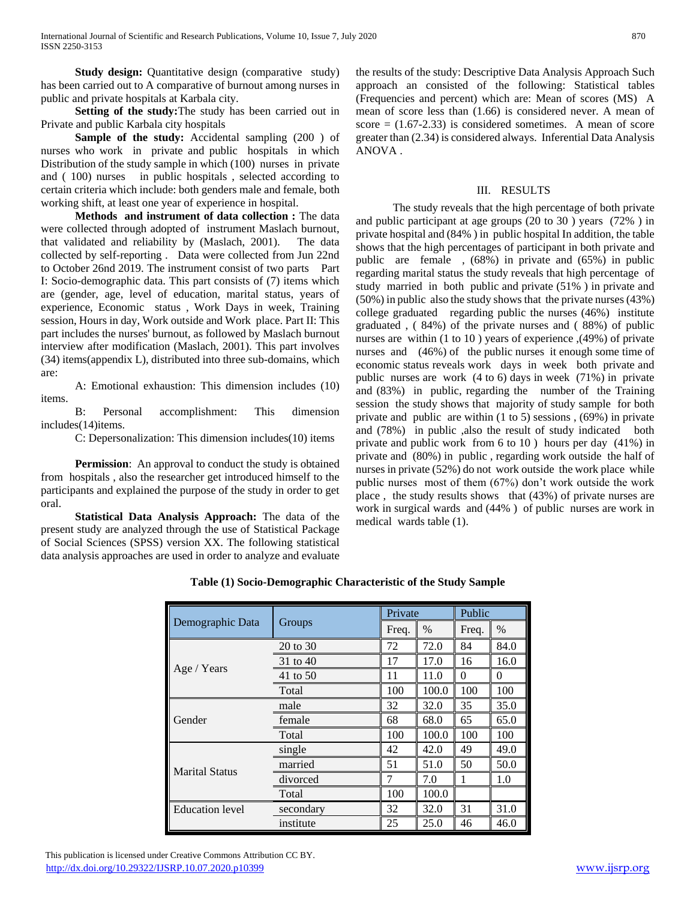**Study design:** Quantitative design (comparative study) has been carried out to A comparative of burnout among nurses in public and private hospitals at Karbala city.

**Setting of the study:**The study has been carried out in Private and public Karbala city hospitals

**Sample of the study:** Accidental sampling (200 ) of nurses who work in private and public hospitals in which Distribution of the study sample in which (100) nurses in private and ( 100) nurses in public hospitals , selected according to certain criteria which include: both genders male and female, both working shift, at least one year of experience in hospital.

**Methods and instrument of data collection :** The data were collected through adopted of instrument Maslach burnout, that validated and reliability by (Maslach, 2001). The data collected by self-reporting . Data were collected from Jun 22nd to October 26nd 2019. The instrument consist of two parts Part I: Socio-demographic data. This part consists of (7) items which are (gender, age, level of education, marital status, years of experience, Economic status , Work Days in week, Training session, Hours in day, Work outside and Work place. Part II: This part includes the nurses' burnout, as followed by Maslach burnout interview after modification (Maslach, 2001). This part involves (34) items(appendix L), distributed into three sub-domains, which are:

A: Emotional exhaustion: This dimension includes (10) items.

B: Personal accomplishment: This dimension includes(14)items.

C: Depersonalization: This dimension includes(10) items

**Permission**: An approval to conduct the study is obtained from hospitals , also the researcher get introduced himself to the participants and explained the purpose of the study in order to get oral.

**Statistical Data Analysis Approach:** The data of the present study are analyzed through the use of Statistical Package of Social Sciences (SPSS) version XX. The following statistical data analysis approaches are used in order to analyze and evaluate the results of the study: Descriptive Data Analysis Approach Such approach an consisted of the following: Statistical tables (Frequencies and percent) which are: Mean of scores (MS) A mean of score less than (1.66) is considered never. A mean of score = (1.67-2.33) is considered sometimes. A mean of score greater than (2.34) is considered always. Inferential Data Analysis ANOVA .

## III. RESULTS

The study reveals that the high percentage of both private and public participant at age groups (20 to 30 ) years (72% ) in private hospital and (84% ) in public hospital In addition, the table shows that the high percentages of participant in both private and public are female , (68%) in private and (65%) in public regarding marital status the study reveals that high percentage of study married in both public and private (51% ) in private and (50%) in public also the study shows that the private nurses (43%) college graduated regarding public the nurses (46%) institute graduated , ( 84%) of the private nurses and ( 88%) of public nurses are within (1 to 10 ) years of experience ,(49%) of private nurses and (46%) of the public nurses it enough some time of economic status reveals work days in week both private and public nurses are work (4 to 6) days in week (71%) in private and (83%) in public, regarding the number of the Training session the study shows that majority of study sample for both private and public are within (1 to 5) sessions , (69%) in private and (78%) in public ,also the result of study indicated both private and public work from 6 to 10 ) hours per day (41%) in private and (80%) in public , regarding work outside the half of nurses in private (52%) do not work outside the work place while public nurses most of them (67%) don't work outside the work place , the study results shows that (43%) of private nurses are work in surgical wards and (44% ) of public nurses are work in medical wards table (1).

**Table (1) Socio-Demographic Characteristic of the Study Sample**

| Demographic Data | Groups | Private | | Public | |
|---|---|---|---|---|---|
| | | Freq. | % | Freq. | % |
| Age / Years | 20 to 30 | 72 | 72.0 | 84 | 84.0 |
| | 31 to 40 | 17 | 17.0 | 16 | 16.0 |
| | 41 to 50 | 11 | 11.0 | 0 | 0 |
| | Total | 100 | 100.0 | 100 | 100 |
| Gender | male | 32 | 32.0 | 35 | 35.0 |
| | female | 68 | 68.0 | 65 | 65.0 |
| | Total | 100 | 100.0 | 100 | 100 |
| Marital Status | single | 42 | 42.0 | 49 | 49.0 |
| | married | 51 | 51.0 | 50 | 50.0 |
| | divorced | 7 | 7.0 | 1 | 1.0 |
| | Total | 100 | 100.0 | | |
| Education level | secondary | 32 | 32.0 | 31 | 31.0 |
| | institute | 25 | 25.0 | 46 | 46.0 |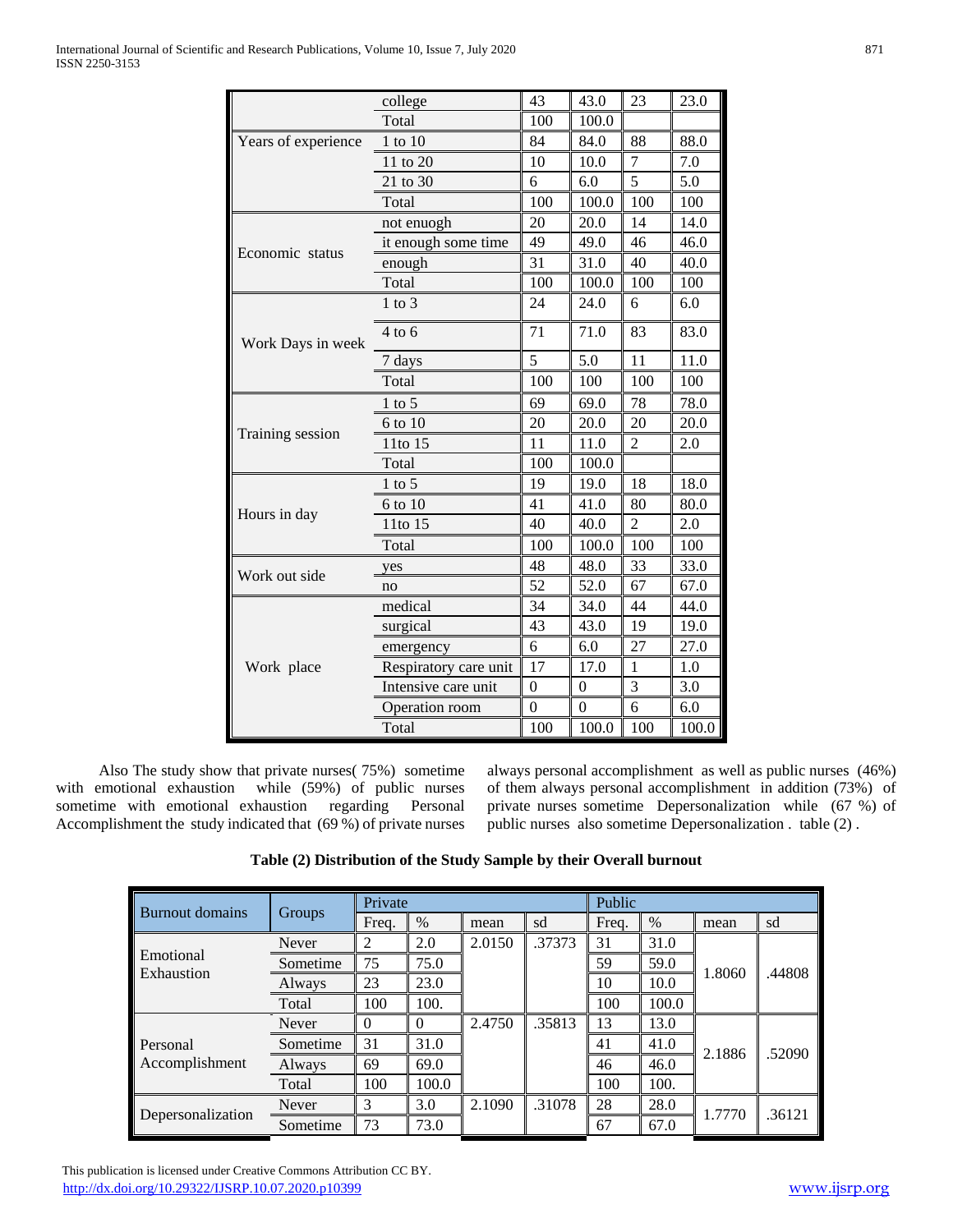| | | | | | |
|---|---|---|---|---|---|
| | college | 43 | 43.0 | 23 | 23.0 |
| | Total | 100 | 100.0 | | |
| Years of experience | 1 to 10 | 84 | 84.0 | 88 | 88.0 |
| | 11 to 20 | 10 | 10.0 | 7 | 7.0 |
| | 21 to 30 | 6 | 6.0 | 5 | 5.0 |
| | Total | 100 | 100.0 | 100 | 100 |
| Economic status | not enuogh | 20 | 20.0 | 14 | 14.0 |
| | it enough some time | 49 | 49.0 | 46 | 46.0 |
| | enough | 31 | 31.0 | 40 | 40.0 |
| | Total | 100 | 100.0 | 100 | 100 |
| Work Days in week | 1 to 3 | 24 | 24.0 | 6 | 6.0 |
| | 4 to 6 | 71 | 71.0 | 83 | 83.0 |
| | 7 days | 5 | 5.0 | 11 | 11.0 |
| | Total | 100 | 100 | 100 | 100 |
| Training session | 1 to 5 | 69 | 69.0 | 78 | 78.0 |
| | 6 to 10 | 20 | 20.0 | 20 | 20.0 |
| | 11to 15 | 11 | 11.0 | 2 | 2.0 |
| | Total | 100 | 100.0 | | |
| Hours in day | 1 to 5 | 19 | 19.0 | 18 | 18.0 |
| | 6 to 10 | 41 | 41.0 | 80 | 80.0 |
| | 11to 15 | 40 | 40.0 | 2 | 2.0 |
| | Total | 100 | 100.0 | 100 | 100 |
| Work out side | yes | 48 | 48.0 | 33 | 33.0 |
| | no | 52 | 52.0 | 67 | 67.0 |
| Work place | medical | 34 | 34.0 | 44 | 44.0 |
| | surgical | 43 | 43.0 | 19 | 19.0 |
| | emergency | 6 | 6.0 | 27 | 27.0 |
| | Respiratory care unit | 17 | 17.0 | 1 | 1.0 |
| | Intensive care unit | 0 | 0 | 3 | 3.0 |
| | Operation room | 0 | 0 | 6 | 6.0 |
| | Total | 100 | 100.0 | 100 | 100.0 |

Also The study show that private nurses( 75%) sometime with emotional exhaustion while (59%) of public nurses sometime with emotional exhaustion regarding Personal Accomplishment the study indicated that (69 %) of private nurses always personal accomplishment as well as public nurses (46%) of them always personal accomplishment in addition (73%) of private nurses sometime Depersonalization while (67 %) of public nurses also sometime Depersonalization . table (2) .

**Table (2) Distribution of the Study Sample by their Overall burnout**

| Burnout domains | Groups | Private | | | | Public | | | |
|---|---|---|---|---|---|---|---|---|---|
| | | Freq. | % | mean | sd | Freq. | % | mean | sd |
| Emotional Exhaustion | Never | 2 | 2.0 | 2.0150 | .37373 | 31 | 31.0 | 1.8060 | .44808 |
| | Sometime | 75 | 75.0 | | | 59 | 59.0 | | |
| | Always | 23 | 23.0 | | | 10 | 10.0 | | |
| | Total | 100 | 100. | | | 100 | 100.0 | | |
| Personal Accomplishment | Never | 0 | 0 | 2.4750 | .35813 | 13 | 13.0 | 2.1886 | .52090 |
| | Sometime | 31 | 31.0 | | | 41 | 41.0 | | |
| | Always | 69 | 69.0 | | | 46 | 46.0 | | |
| | Total | 100 | 100.0 | | | 100 | 100. | | |
| Depersonalization | Never | 3 | 3.0 | 2.1090 | .31078 | 28 | 28.0 | 1.7770 | .36121 |
| | Sometime | 73 | 73.0 | | | 67 | 67.0 | | |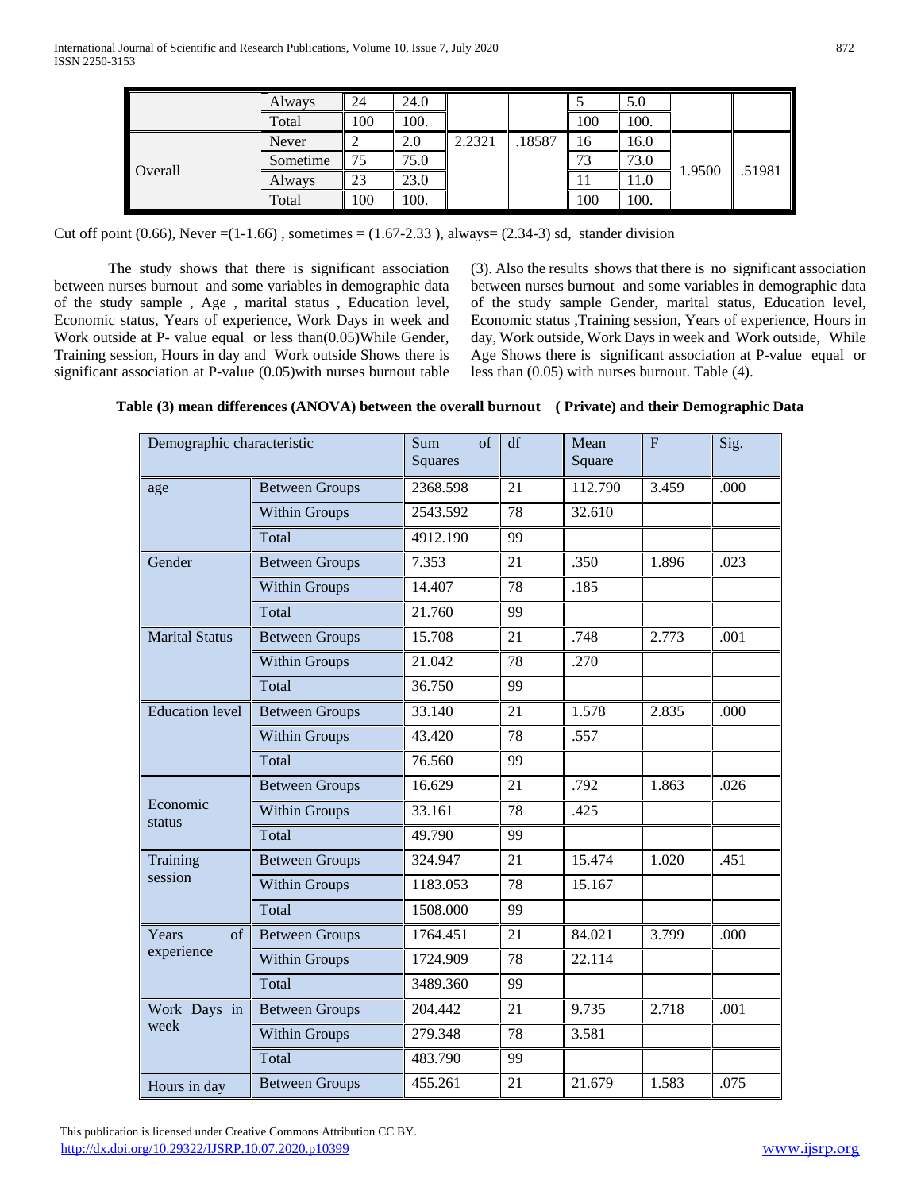| | | | | | | | | | |
|---|---|---|---|---|---|---|---|---|---|
| | Always | 24 | 24.0 | | | 5 | 5.0 | | |
| | Total | 100 | 100. | | | 100 | 100. | | |
| Overall | Never | 2 | 2.0 | 2.2321 | .18587 | 16 | 16.0 | 1.9500 | .51981 |
| | Sometime | 75 | 75.0 | | | 73 | 73.0 | | |
| | Always | 23 | 23.0 | | | 11 | 11.0 | | |
| | Total | 100 | 100. | | | 100 | 100. | | |

Cut off point (0.66), Never =(1-1.66) , sometimes = (1.67-2.33 ), always= (2.34-3) sd, stander division

The study shows that there is significant association between nurses burnout and some variables in demographic data of the study sample , Age , marital status , Education level, Economic status, Years of experience, Work Days in week and Work outside at P- value equal or less than(0.05)While Gender, Training session, Hours in day and Work outside Shows there is significant association at P-value (0.05)with nurses burnout table (3). Also the results shows that there is no significant association between nurses burnout and some variables in demographic data of the study sample Gender, marital status, Education level, Economic status ,Training session, Years of experience, Hours in day, Work outside, Work Days in week and Work outside, While Age Shows there is significant association at P-value equal or less than (0.05) with nurses burnout. Table (4).

**Table (3) mean differences (ANOVA) between the overall burnout ( Private) and their Demographic Data**

| Demographic characteristic | | Sum of Squares | df | Mean Square | F | Sig. |
|---|---|---|---|---|---|---|
| age | Between Groups | 2368.598 | 21 | 112.790 | 3.459 | .000 |
| | Within Groups | 2543.592 | 78 | 32.610 | | |
| | Total | 4912.190 | 99 | | | |
| Gender | Between Groups | 7.353 | 21 | .350 | 1.896 | .023 |
| | Within Groups | 14.407 | 78 | .185 | | |
| | Total | 21.760 | 99 | | | |
| Marital Status | Between Groups | 15.708 | 21 | .748 | 2.773 | .001 |
| | Within Groups | 21.042 | 78 | .270 | | |
| | Total | 36.750 | 99 | | | |
| Education level | Between Groups | 33.140 | 21 | 1.578 | 2.835 | .000 |
| | Within Groups | 43.420 | 78 | .557 | | |
| | Total | 76.560 | 99 | | | |
| Economic status | Between Groups | 16.629 | 21 | .792 | 1.863 | .026 |
| | Within Groups | 33.161 | 78 | .425 | | |
| | Total | 49.790 | 99 | | | |
| Training session | Between Groups | 324.947 | 21 | 15.474 | 1.020 | .451 |
| | Within Groups | 1183.053 | 78 | 15.167 | | |
| | Total | 1508.000 | 99 | | | |
| Years of experience | Between Groups | 1764.451 | 21 | 84.021 | 3.799 | .000 |
| | Within Groups | 1724.909 | 78 | 22.114 | | |
| | Total | 3489.360 | 99 | | | |
| Work Days in week | Between Groups | 204.442 | 21 | 9.735 | 2.718 | .001 |
| | Within Groups | 279.348 | 78 | 3.581 | | |
| | Total | 483.790 | 99 | | | |
| Hours in day | Between Groups | 455.261 | 21 | 21.679 | 1.583 | .075 |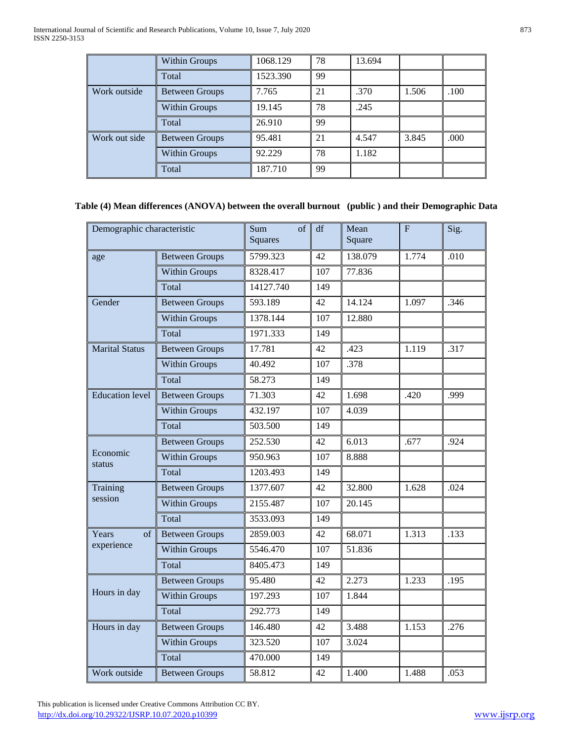|  | Within Groups | 1068.129 | 78 | 13.694 |  |  |
|---|---|---|---|---|---|---|
|  | Total | 1523.390 | 99 |  |  |  |
| Work outside | Between Groups | 7.765 | 21 | .370 | 1.506 | .100 |
|  | Within Groups | 19.145 | 78 | .245 |  |  |
|  | Total | 26.910 | 99 |  |  |  |
| Work out side | Between Groups | 95.481 | 21 | 4.547 | 3.845 | .000 |
|  | Within Groups | 92.229 | 78 | 1.182 |  |  |
|  | Total | 187.710 | 99 |  |  |  |

**Table (4) Mean differences (ANOVA) between the overall burnout (public ) and their Demographic Data**

| Demographic characteristic | | Sum of Squares | df | Mean Square | F | Sig. |
|---|---|---|---|---|---|---|
| age | Between Groups | 5799.323 | 42 | 138.079 | 1.774 | .010 |
|  | Within Groups | 8328.417 | 107 | 77.836 |  |  |
|  | Total | 14127.740 | 149 |  |  |  |
| Gender | Between Groups | 593.189 | 42 | 14.124 | 1.097 | .346 |
|  | Within Groups | 1378.144 | 107 | 12.880 |  |  |
|  | Total | 1971.333 | 149 |  |  |  |
| Marital Status | Between Groups | 17.781 | 42 | .423 | 1.119 | .317 |
|  | Within Groups | 40.492 | 107 | .378 |  |  |
|  | Total | 58.273 | 149 |  |  |  |
| Education level | Between Groups | 71.303 | 42 | 1.698 | .420 | .999 |
|  | Within Groups | 432.197 | 107 | 4.039 |  |  |
|  | Total | 503.500 | 149 |  |  |  |
| Economic status | Between Groups | 252.530 | 42 | 6.013 | .677 | .924 |
|  | Within Groups | 950.963 | 107 | 8.888 |  |  |
|  | Total | 1203.493 | 149 |  |  |  |
| Training session | Between Groups | 1377.607 | 42 | 32.800 | 1.628 | .024 |
|  | Within Groups | 2155.487 | 107 | 20.145 |  |  |
|  | Total | 3533.093 | 149 |  |  |  |
| Years of experience | Between Groups | 2859.003 | 42 | 68.071 | 1.313 | .133 |
|  | Within Groups | 5546.470 | 107 | 51.836 |  |  |
|  | Total | 8405.473 | 149 |  |  |  |
| Hours in day | Between Groups | 95.480 | 42 | 2.273 | 1.233 | .195 |
|  | Within Groups | 197.293 | 107 | 1.844 |  |  |
|  | Total | 292.773 | 149 |  |  |  |
| Hours in day | Between Groups | 146.480 | 42 | 3.488 | 1.153 | .276 |
|  | Within Groups | 323.520 | 107 | 3.024 |  |  |
|  | Total | 470.000 | 149 |  |  |  |
| Work outside | Between Groups | 58.812 | 42 | 1.400 | 1.488 | .053 |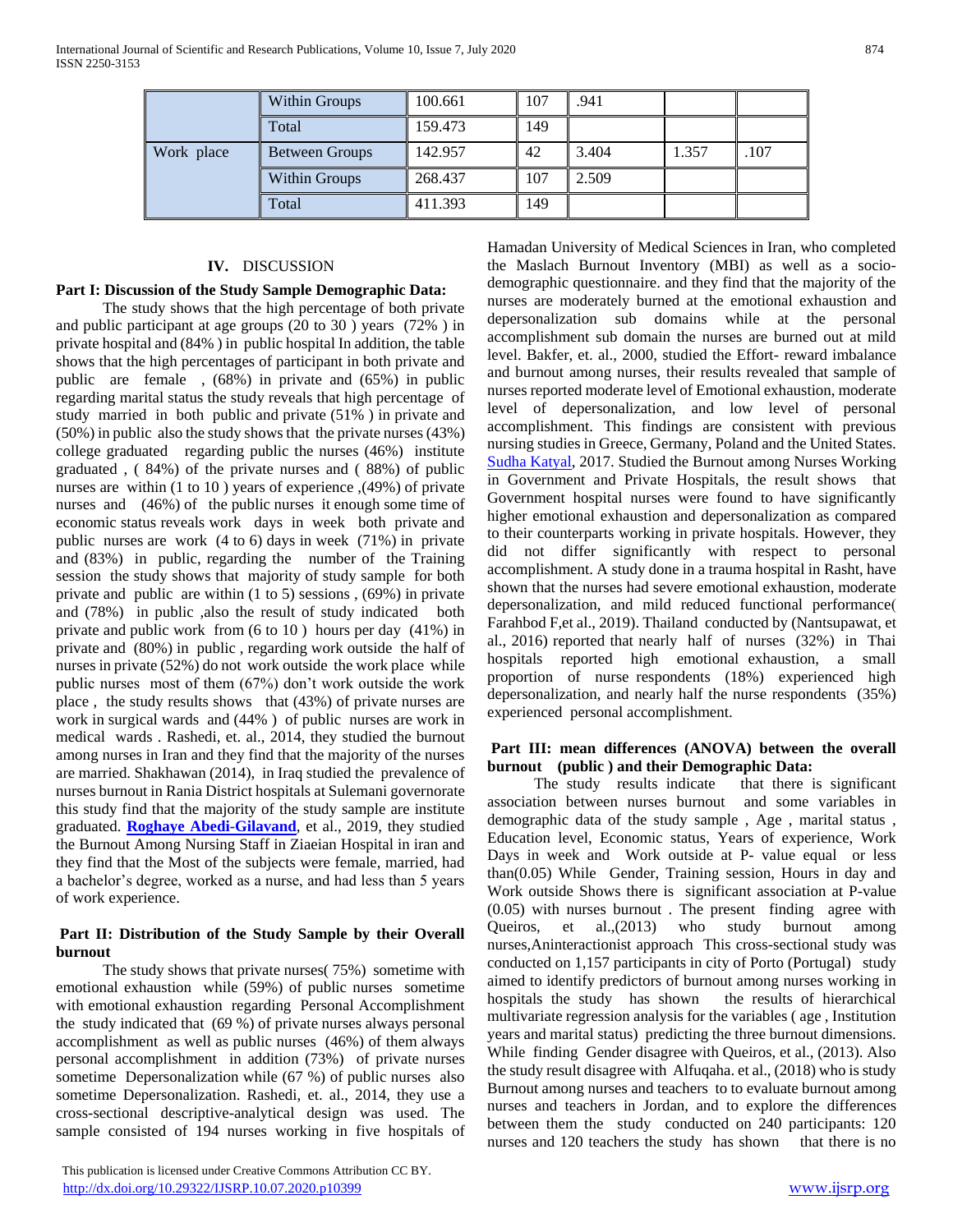|  | Within Groups | 100.661 | 107 | .941 |  |  |
|---|---|---|---|---|---|---|
|  | Total | 159.473 | 149 |  |  |  |
| Work place | Between Groups | 142.957 | 42 | 3.404 | 1.357 | .107 |
|  | Within Groups | 268.437 | 107 | 2.509 |  |  |
|  | Total | 411.393 | 149 |  |  |  |

## IV. DISCUSSION

**Part I: Discussion of the Study Sample Demographic Data:**

The study shows that the high percentage of both private and public participant at age groups (20 to 30 ) years (72% ) in private hospital and (84% ) in public hospital In addition, the table shows that the high percentages of participant in both private and public are female , (68%) in private and (65%) in public regarding marital status the study reveals that high percentage of study married in both public and private (51% ) in private and (50%) in public also the study shows that the private nurses (43%) college graduated regarding public the nurses (46%) institute graduated , ( 84%) of the private nurses and ( 88%) of public nurses are within (1 to 10 ) years of experience ,(49%) of private nurses and (46%) of the public nurses it enough some time of economic status reveals work days in week both private and public nurses are work (4 to 6) days in week (71%) in private and (83%) in public, regarding the number of the Training session the study shows that majority of study sample for both private and public are within (1 to 5) sessions , (69%) in private and (78%) in public ,also the result of study indicated both private and public work from (6 to 10 ) hours per day (41%) in private and (80%) in public , regarding work outside the half of nurses in private (52%) do not work outside the work place while public nurses most of them (67%) don't work outside the work place , the study results shows that (43%) of private nurses are work in surgical wards and (44% ) of public nurses are work in medical wards . Rashedi, et. al., 2014, they studied the burnout among nurses in Iran and they find that the majority of the nurses are married. Shakhawan (2014), in Iraq studied the prevalence of nurses burnout in Rania District hospitals at Sulemani governorate this study find that the majority of the study sample are institute graduated. **Roghaye Abedi-Gilavand**, et al., 2019, they studied the Burnout Among Nursing Staff in Ziaeian Hospital in iran and they find that the Most of the subjects were female, married, had a bachelor's degree, worked as a nurse, and had less than 5 years of work experience.

**Part II: Distribution of the Study Sample by their Overall burnout**

The study shows that private nurses( 75%) sometime with emotional exhaustion while (59%) of public nurses sometime with emotional exhaustion regarding Personal Accomplishment the study indicated that (69 %) of private nurses always personal accomplishment as well as public nurses (46%) of them always personal accomplishment in addition (73%) of private nurses sometime Depersonalization while (67 %) of public nurses also sometime Depersonalization. Rashedi, et. al., 2014, they use a cross-sectional descriptive-analytical design was used. The sample consisted of 194 nurses working in five hospitals of Hamadan University of Medical Sciences in Iran, who completed the Maslach Burnout Inventory (MBI) as well as a socio-demographic questionnaire. and they find that the majority of the nurses are moderately burned at the emotional exhaustion and depersonalization sub domains while at the personal accomplishment sub domain the nurses are burned out at mild level. Bakfer, et. al., 2000, studied the Effort- reward imbalance and burnout among nurses, their results revealed that sample of nurses reported moderate level of Emotional exhaustion, moderate level of depersonalization, and low level of personal accomplishment. This findings are consistent with previous nursing studies in Greece, Germany, Poland and the United States. Sudha Katyal, 2017. Studied the Burnout among Nurses Working in Government and Private Hospitals, the result shows that Government hospital nurses were found to have significantly higher emotional exhaustion and depersonalization as compared to their counterparts working in private hospitals. However, they did not differ significantly with respect to personal accomplishment. A study done in a trauma hospital in Rasht, have shown that the nurses had severe emotional exhaustion, moderate depersonalization, and mild reduced functional performance( Farahbod F,et al., 2019). Thailand conducted by (Nantsupawat, et al., 2016) reported that nearly half of nurses (32%) in Thai hospitals reported high emotional exhaustion, a small proportion of nurse respondents (18%) experienced high depersonalization, and nearly half the nurse respondents (35%) experienced personal accomplishment.

**Part III: mean differences (ANOVA) between the overall burnout (public ) and their Demographic Data:**

The study results indicate that there is significant association between nurses burnout and some variables in demographic data of the study sample , Age , marital status , Education level, Economic status, Years of experience, Work Days in week and Work outside at P- value equal or less than(0.05) While Gender, Training session, Hours in day and Work outside Shows there is significant association at P-value (0.05) with nurses burnout . The present finding agree with Queiros, et al.,(2013) who study burnout among nurses,Aninteractionist approach This cross-sectional study was conducted on 1,157 participants in city of Porto (Portugal) study aimed to identify predictors of burnout among nurses working in hospitals the study has shown the results of hierarchical multivariate regression analysis for the variables ( age , Institution years and marital status) predicting the three burnout dimensions. While finding Gender disagree with Queiros, et al., (2013). Also the study result disagree with Alfuqaha. et al., (2018) who is study Burnout among nurses and teachers to to evaluate burnout among nurses and teachers in Jordan, and to explore the differences between them the study conducted on 240 participants: 120 nurses and 120 teachers the study has shown that there is no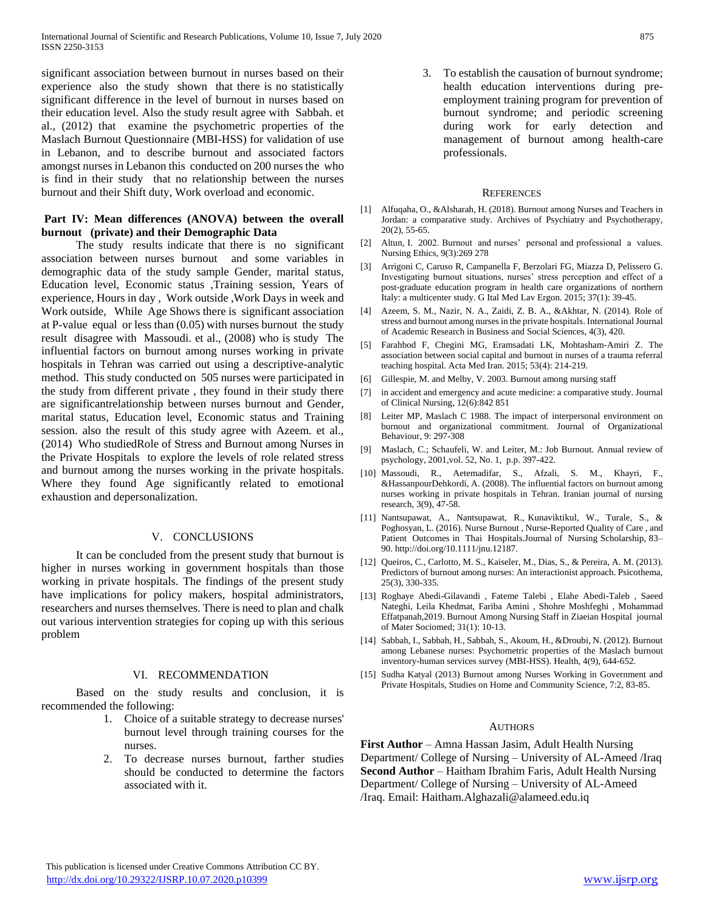significant association between burnout in nurses based on their experience also the study shown that there is no statistically significant difference in the level of burnout in nurses based on their education level. Also the study result agree with Sabbah. et al., (2012) that examine the psychometric properties of the Maslach Burnout Questionnaire (MBI-HSS) for validation of use in Lebanon, and to describe burnout and associated factors amongst nurses in Lebanon this conducted on 200 nurses the who is find in their study that no relationship between the nurses burnout and their Shift duty, Work overload and economic.

**Part IV: Mean differences (ANOVA) between the overall burnout (private) and their Demographic Data**

The study results indicate that there is no significant association between nurses burnout and some variables in demographic data of the study sample Gender, marital status, Education level, Economic status ,Training session, Years of experience, Hours in day , Work outside ,Work Days in week and Work outside, While Age Shows there is significant association at P-value equal or less than (0.05) with nurses burnout the study result disagree with Massoudi. et al., (2008) who is study The influential factors on burnout among nurses working in private hospitals in Tehran was carried out using a descriptive-analytic method. This study conducted on 505 nurses were participated in the study from different private , they found in their study there are significantrelationship between nurses burnout and Gender, marital status, Education level, Economic status and Training session. also the result of this study agree with Azeem. et al., (2014) Who studiedRole of Stress and Burnout among Nurses in the Private Hospitals to explore the levels of role related stress and burnout among the nurses working in the private hospitals. Where they found Age significantly related to emotional exhaustion and depersonalization.

## V. CONCLUSIONS

It can be concluded from the present study that burnout is higher in nurses working in government hospitals than those working in private hospitals. The findings of the present study have implications for policy makers, hospital administrators, researchers and nurses themselves. There is need to plan and chalk out various intervention strategies for coping up with this serious problem

## VI. RECOMMENDATION

Based on the study results and conclusion, it is recommended the following:

1. Choice of a suitable strategy to decrease nurses' burnout level through training courses for the nurses.
2. To decrease nurses burnout, farther studies should be conducted to determine the factors associated with it.
3. To establish the causation of burnout syndrome; health education interventions during pre-employment training program for prevention of burnout syndrome; and periodic screening during work for early detection and management of burnout among health-care professionals.

## REFERENCES

[1] Alfuqaha, O., &Alsharah, H. (2018). Burnout among Nurses and Teachers in Jordan: a comparative study. Archives of Psychiatry and Psychotherapy, 20(2), 55-65.

[2] Altun, I. 2002. Burnout and nurses' personal and professional a values. Nursing Ethics, 9(3):269 278

[3] Arrigoni C, Caruso R, Campanella F, Berzolari FG, Miazza D, Pelissero G. Investigating burnout situations, nurses' stress perception and effect of a post-graduate education program in health care organizations of northern Italy: a multicenter study. G Ital Med Lav Ergon. 2015; 37(1): 39-45.

[4] Azeem, S. M., Nazir, N. A., Zaidi, Z. B. A., &Akhtar, N. (2014). Role of stress and burnout among nurses in the private hospitals. International Journal of Academic Research in Business and Social Sciences, 4(3), 420.

[5] Farahbod F, Chegini MG, Eramsadati LK, Mohtasham-Amiri Z. The association between social capital and burnout in nurses of a trauma referral teaching hospital. Acta Med Iran. 2015; 53(4): 214-219.

[6] Gillespie, M. and Melby, V. 2003. Burnout among nursing staff

[7] in accident and emergency and acute medicine: a comparative study. Journal of Clinical Nursing, 12(6):842 851

[8] Leiter MP, Maslach C 1988. The impact of interpersonal environment on burnout and organizational commitment. Journal of Organizational Behaviour, 9: 297-308

[9] Maslach, C.; Schaufeli, W. and Leiter, M.: Job Burnout. Annual review of psychology, 2001,vol. 52, No. 1, p.p. 397-422.

[10] Massoudi, R., Aetemadifar, S., Afzali, S. M., Khayri, F., &HassanpourDehkordi, A. (2008). The influential factors on burnout among nurses working in private hospitals in Tehran. Iranian journal of nursing research, 3(9), 47-58.

[11] Nantsupawat, A., Nantsupawat, R., Kunaviktikul, W., Turale, S., & Poghosyan, L. (2016). Nurse Burnout , Nurse-Reported Quality of Care , and Patient Outcomes in Thai Hospitals.Journal of Nursing Scholarship, 83–90. http://doi.org/10.1111/jnu.12187.

[12] Queiros, C., Carlotto, M. S., Kaiseler, M., Dias, S., & Pereira, A. M. (2013). Predictors of burnout among nurses: An interactionist approach. Psicothema, 25(3), 330-335.

[13] Roghaye Abedi-Gilavandi , Fateme Talebi , Elahe Abedi-Taleb , Saeed Nateghi, Leila Khedmat, Fariba Amini , Shohre Moshfeghi , Mohammad Effatpanah,2019. Burnout Among Nursing Staff in Ziaeian Hospital journal of Mater Sociomed; 31(1): 10-13.

[14] Sabbah, I., Sabbah, H., Sabbah, S., Akoum, H., &Droubi, N. (2012). Burnout among Lebanese nurses: Psychometric properties of the Maslach burnout inventory-human services survey (MBI-HSS). Health, 4(9), 644-652.

[15] Sudha Katyal (2013) Burnout among Nurses Working in Government and Private Hospitals, Studies on Home and Community Science, 7:2, 83-85.

## AUTHORS

**First Author** – Amna Hassan Jasim, Adult Health Nursing Department/ College of Nursing – University of AL-Ameed /Iraq

**Second Author** – Haitham Ibrahim Faris, Adult Health Nursing Department/ College of Nursing – University of AL-Ameed /Iraq. Email: Haitham.Alghazali@alameed.edu.iq